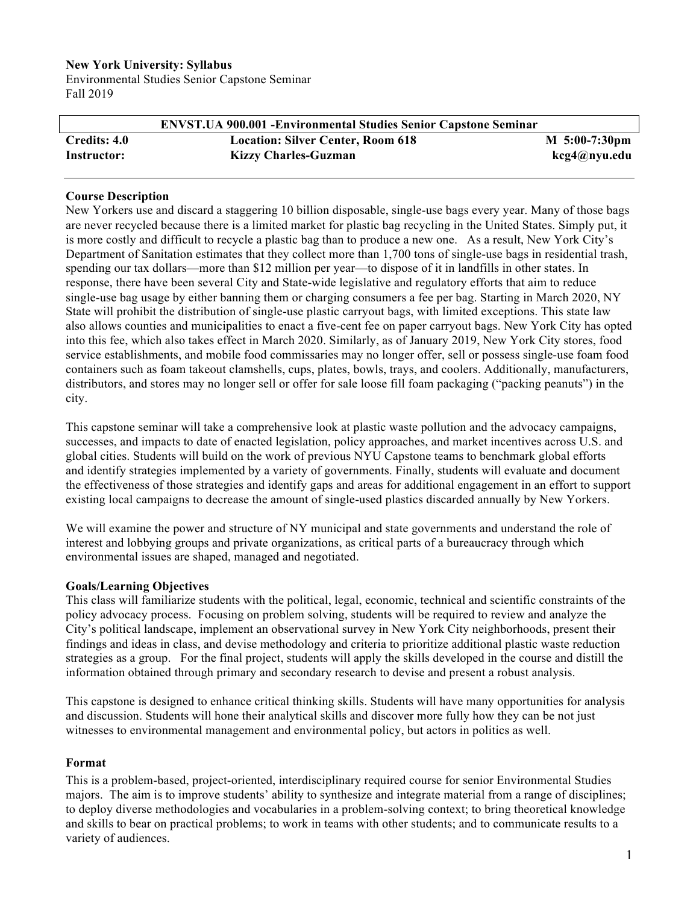**New York University: Syllabus**
Environmental Studies Senior Capstone Seminar
Fall 2019

| ENVST.UA 900.001 -Environmental Studies Senior Capstone Seminar | | |
|---|---|---|
| **Credits: 4.0** | **Location: Silver Center, Room 618** | **M 5:00-7:30pm** |
| **Instructor:** | **Kizzy Charles-Guzman** | **kcg4@nyu.edu** |

## Course Description

New Yorkers use and discard a staggering 10 billion disposable, single-use bags every year. Many of those bags are never recycled because there is a limited market for plastic bag recycling in the United States. Simply put, it is more costly and difficult to recycle a plastic bag than to produce a new one. As a result, New York City's Department of Sanitation estimates that they collect more than 1,700 tons of single-use bags in residential trash, spending our tax dollars—more than $12 million per year—to dispose of it in landfills in other states. In response, there have been several City and State-wide legislative and regulatory efforts that aim to reduce single-use bag usage by either banning them or charging consumers a fee per bag. Starting in March 2020, NY State will prohibit the distribution of single-use plastic carryout bags, with limited exceptions. This state law also allows counties and municipalities to enact a five-cent fee on paper carryout bags. New York City has opted into this fee, which also takes effect in March 2020. Similarly, as of January 2019, New York City stores, food service establishments, and mobile food commissaries may no longer offer, sell or possess single-use foam food containers such as foam takeout clamshells, cups, plates, bowls, trays, and coolers. Additionally, manufacturers, distributors, and stores may no longer sell or offer for sale loose fill foam packaging ("packing peanuts") in the city.

This capstone seminar will take a comprehensive look at plastic waste pollution and the advocacy campaigns, successes, and impacts to date of enacted legislation, policy approaches, and market incentives across U.S. and global cities. Students will build on the work of previous NYU Capstone teams to benchmark global efforts and identify strategies implemented by a variety of governments. Finally, students will evaluate and document the effectiveness of those strategies and identify gaps and areas for additional engagement in an effort to support existing local campaigns to decrease the amount of single-used plastics discarded annually by New Yorkers.

We will examine the power and structure of NY municipal and state governments and understand the role of interest and lobbying groups and private organizations, as critical parts of a bureaucracy through which environmental issues are shaped, managed and negotiated.

## Goals/Learning Objectives

This class will familiarize students with the political, legal, economic, technical and scientific constraints of the policy advocacy process. Focusing on problem solving, students will be required to review and analyze the City's political landscape, implement an observational survey in New York City neighborhoods, present their findings and ideas in class, and devise methodology and criteria to prioritize additional plastic waste reduction strategies as a group. For the final project, students will apply the skills developed in the course and distill the information obtained through primary and secondary research to devise and present a robust analysis.

This capstone is designed to enhance critical thinking skills. Students will have many opportunities for analysis and discussion. Students will hone their analytical skills and discover more fully how they can be not just witnesses to environmental management and environmental policy, but actors in politics as well.

## Format

This is a problem-based, project-oriented, interdisciplinary required course for senior Environmental Studies majors. The aim is to improve students' ability to synthesize and integrate material from a range of disciplines; to deploy diverse methodologies and vocabularies in a problem-solving context; to bring theoretical knowledge and skills to bear on practical problems; to work in teams with other students; and to communicate results to a variety of audiences.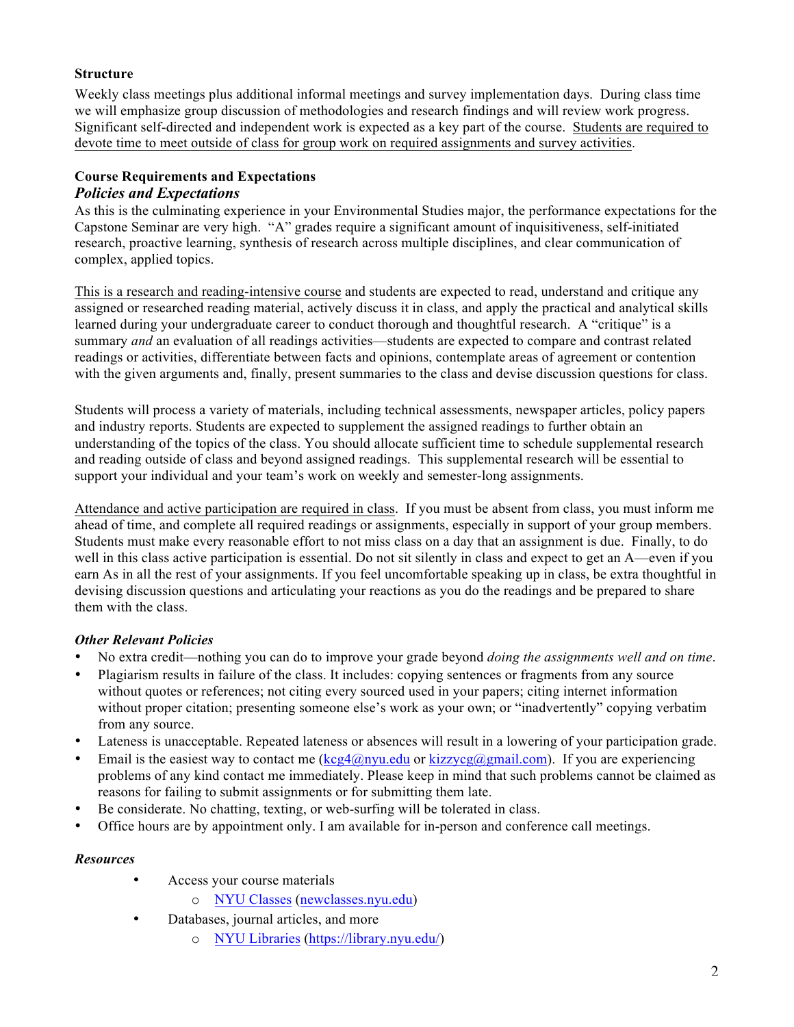**Structure**

Weekly class meetings plus additional informal meetings and survey implementation days. During class time we will emphasize group discussion of methodologies and research findings and will review work progress. Significant self-directed and independent work is expected as a key part of the course. Students are required to devote time to meet outside of class for group work on required assignments and survey activities.

**Course Requirements and Expectations**

***Policies and Expectations***

As this is the culminating experience in your Environmental Studies major, the performance expectations for the Capstone Seminar are very high. "A" grades require a significant amount of inquisitiveness, self-initiated research, proactive learning, synthesis of research across multiple disciplines, and clear communication of complex, applied topics.

This is a research and reading-intensive course and students are expected to read, understand and critique any assigned or researched reading material, actively discuss it in class, and apply the practical and analytical skills learned during your undergraduate career to conduct thorough and thoughtful research. A "critique" is a summary *and* an evaluation of all readings activities—students are expected to compare and contrast related readings or activities, differentiate between facts and opinions, contemplate areas of agreement or contention with the given arguments and, finally, present summaries to the class and devise discussion questions for class.

Students will process a variety of materials, including technical assessments, newspaper articles, policy papers and industry reports. Students are expected to supplement the assigned readings to further obtain an understanding of the topics of the class. You should allocate sufficient time to schedule supplemental research and reading outside of class and beyond assigned readings. This supplemental research will be essential to support your individual and your team's work on weekly and semester-long assignments.

Attendance and active participation are required in class. If you must be absent from class, you must inform me ahead of time, and complete all required readings or assignments, especially in support of your group members. Students must make every reasonable effort to not miss class on a day that an assignment is due. Finally, to do well in this class active participation is essential. Do not sit silently in class and expect to get an A—even if you earn As in all the rest of your assignments. If you feel uncomfortable speaking up in class, be extra thoughtful in devising discussion questions and articulating your reactions as you do the readings and be prepared to share them with the class.

***Other Relevant Policies***

- No extra credit—nothing you can do to improve your grade beyond *doing the assignments well and on time*.
- Plagiarism results in failure of the class. It includes: copying sentences or fragments from any source without quotes or references; not citing every sourced used in your papers; citing internet information without proper citation; presenting someone else's work as your own; or "inadvertently" copying verbatim from any source.
- Lateness is unacceptable. Repeated lateness or absences will result in a lowering of your participation grade.
- Email is the easiest way to contact me (kcg4@nyu.edu or kizzycg@gmail.com). If you are experiencing problems of any kind contact me immediately. Please keep in mind that such problems cannot be claimed as reasons for failing to submit assignments or for submitting them late.
- Be considerate. No chatting, texting, or web-surfing will be tolerated in class.
- Office hours are by appointment only. I am available for in-person and conference call meetings.

***Resources***

- Access your course materials
  - NYU Classes (newclasses.nyu.edu)
- Databases, journal articles, and more
  - NYU Libraries (https://library.nyu.edu/)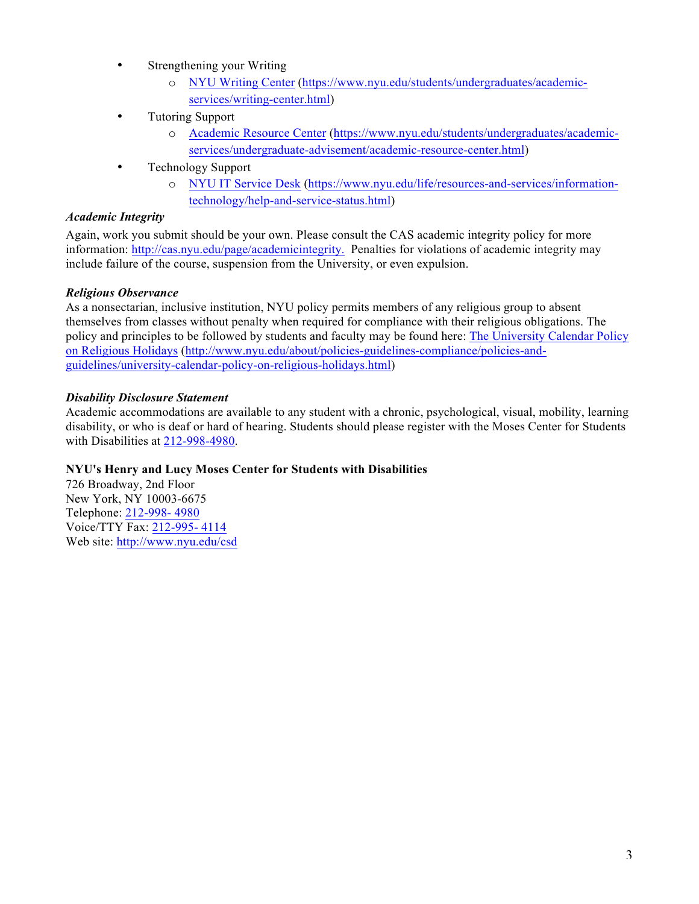- Strengthening your Writing
  - [NYU Writing Center](https://www.nyu.edu/students/undergraduates/academic-services/writing-center.html) (https://www.nyu.edu/students/undergraduates/academic-services/writing-center.html)
- Tutoring Support
  - [Academic Resource Center](https://www.nyu.edu/students/undergraduates/academic-services/undergraduate-advisement/academic-resource-center.html) (https://www.nyu.edu/students/undergraduates/academic-services/undergraduate-advisement/academic-resource-center.html)
- Technology Support
  - [NYU IT Service Desk](https://www.nyu.edu/life/resources-and-services/information-technology/help-and-service-status.html) (https://www.nyu.edu/life/resources-and-services/information-technology/help-and-service-status.html)

***Academic Integrity***

Again, work you submit should be your own. Please consult the CAS academic integrity policy for more information: http://cas.nyu.edu/page/academicintegrity. Penalties for violations of academic integrity may include failure of the course, suspension from the University, or even expulsion.

***Religious Observance***

As a nonsectarian, inclusive institution, NYU policy permits members of any religious group to absent themselves from classes without penalty when required for compliance with their religious obligations. The policy and principles to be followed by students and faculty may be found here: [The University Calendar Policy on Religious Holidays](http://www.nyu.edu/about/policies-guidelines-compliance/policies-and-guidelines/university-calendar-policy-on-religious-holidays.html) (http://www.nyu.edu/about/policies-guidelines-compliance/policies-and-guidelines/university-calendar-policy-on-religious-holidays.html)

***Disability Disclosure Statement***

Academic accommodations are available to any student with a chronic, psychological, visual, mobility, learning disability, or who is deaf or hard of hearing. Students should please register with the Moses Center for Students with Disabilities at 212-998-4980.

**NYU's Henry and Lucy Moses Center for Students with Disabilities**

726 Broadway, 2nd Floor
New York, NY 10003-6675
Telephone: 212-998- 4980
Voice/TTY Fax: 212-995- 4114
Web site: http://www.nyu.edu/csd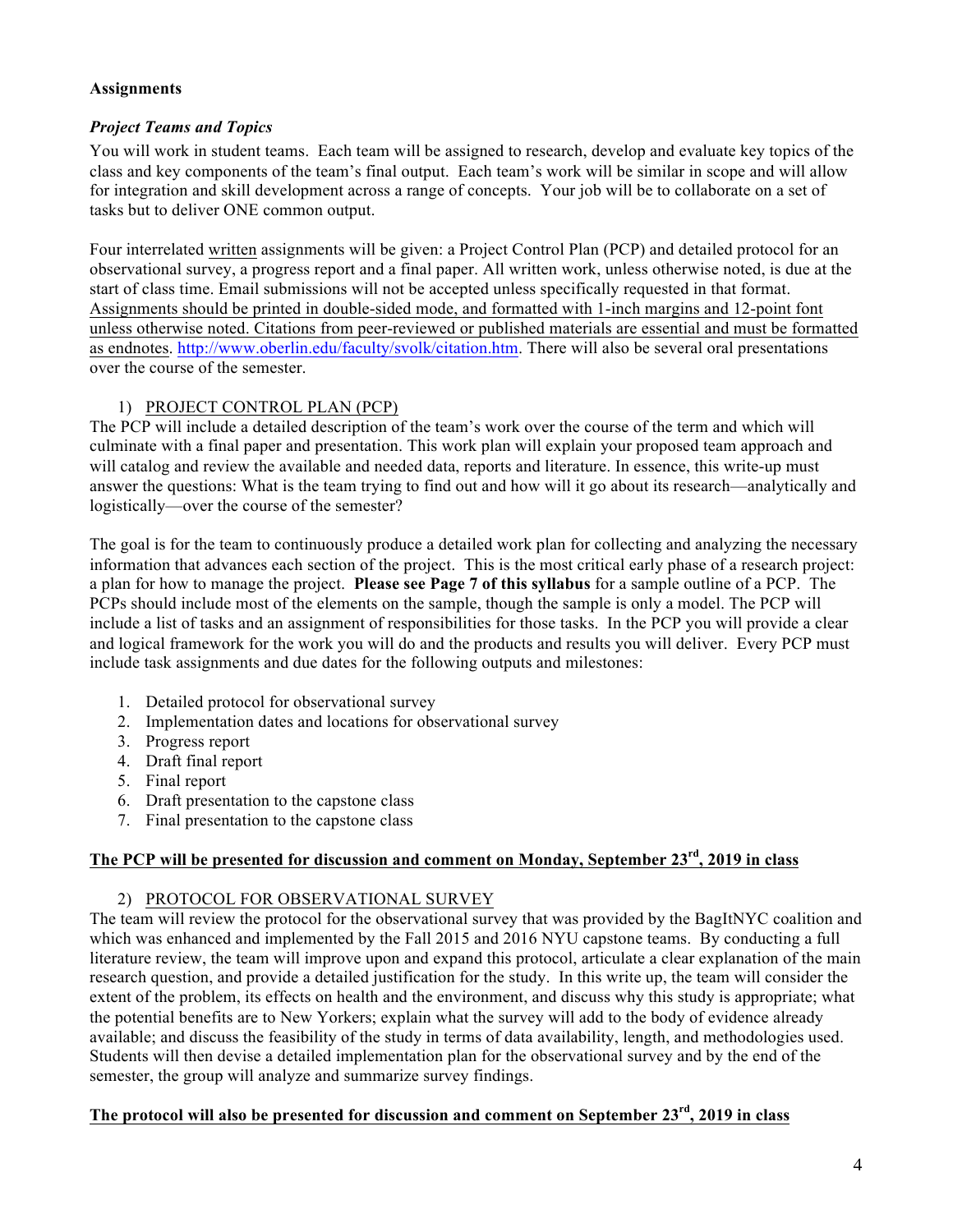**Assignments**

***Project Teams and Topics***

You will work in student teams. Each team will be assigned to research, develop and evaluate key topics of the class and key components of the team's final output. Each team's work will be similar in scope and will allow for integration and skill development across a range of concepts. Your job will be to collaborate on a set of tasks but to deliver ONE common output.

Four interrelated <u>written</u> assignments will be given: a Project Control Plan (PCP) and detailed protocol for an observational survey, a progress report and a final paper. All written work, unless otherwise noted, is due at the start of class time. Email submissions will not be accepted unless specifically requested in that format. <u>Assignments should be printed in double-sided mode, and formatted with 1-inch margins and 12-point font unless otherwise noted. Citations from peer-reviewed or published materials are essential and must be formatted as endnotes</u>. http://www.oberlin.edu/faculty/svolk/citation.htm. There will also be several oral presentations over the course of the semester.

1) <u>PROJECT CONTROL PLAN (PCP)</u>

The PCP will include a detailed description of the team's work over the course of the term and which will culminate with a final paper and presentation. This work plan will explain your proposed team approach and will catalog and review the available and needed data, reports and literature. In essence, this write-up must answer the questions: What is the team trying to find out and how will it go about its research—analytically and logistically—over the course of the semester?

The goal is for the team to continuously produce a detailed work plan for collecting and analyzing the necessary information that advances each section of the project. This is the most critical early phase of a research project: a plan for how to manage the project. **Please see Page 7 of this syllabus** for a sample outline of a PCP. The PCPs should include most of the elements on the sample, though the sample is only a model. The PCP will include a list of tasks and an assignment of responsibilities for those tasks. In the PCP you will provide a clear and logical framework for the work you will do and the products and results you will deliver. Every PCP must include task assignments and due dates for the following outputs and milestones:

1. Detailed protocol for observational survey
2. Implementation dates and locations for observational survey
3. Progress report
4. Draft final report
5. Final report
6. Draft presentation to the capstone class
7. Final presentation to the capstone class

<u>**The PCP will be presented for discussion and comment on Monday, September 23rd, 2019 in class**</u>

2) <u>PROTOCOL FOR OBSERVATIONAL SURVEY</u>

The team will review the protocol for the observational survey that was provided by the BagItNYC coalition and which was enhanced and implemented by the Fall 2015 and 2016 NYU capstone teams. By conducting a full literature review, the team will improve upon and expand this protocol, articulate a clear explanation of the main research question, and provide a detailed justification for the study. In this write up, the team will consider the extent of the problem, its effects on health and the environment, and discuss why this study is appropriate; what the potential benefits are to New Yorkers; explain what the survey will add to the body of evidence already available; and discuss the feasibility of the study in terms of data availability, length, and methodologies used. Students will then devise a detailed implementation plan for the observational survey and by the end of the semester, the group will analyze and summarize survey findings.

<u>**The protocol will also be presented for discussion and comment on September 23rd, 2019 in class**</u>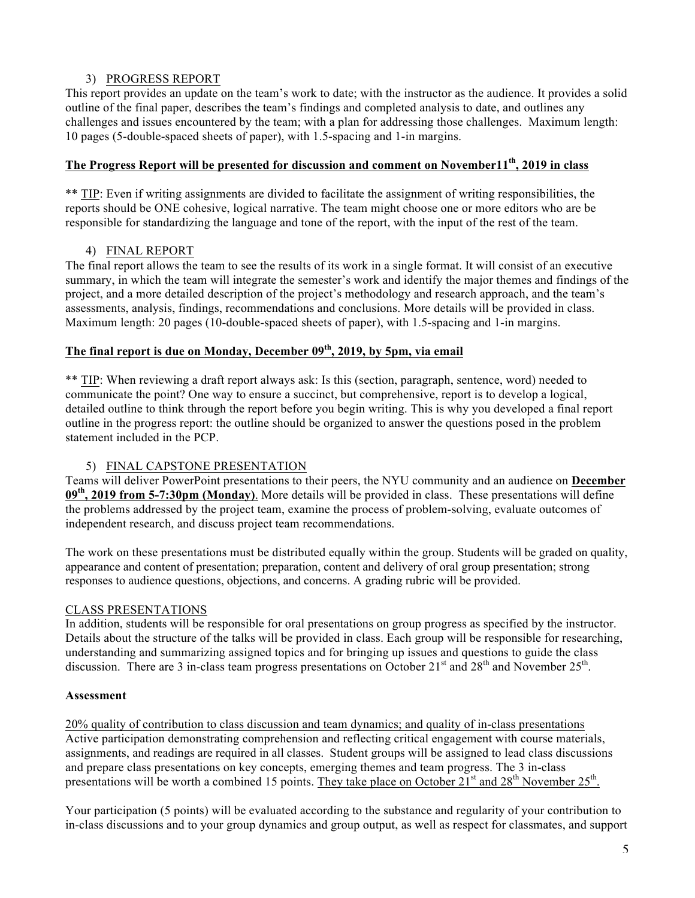3) PROGRESS REPORT

This report provides an update on the team's work to date; with the instructor as the audience. It provides a solid outline of the final paper, describes the team's findings and completed analysis to date, and outlines any challenges and issues encountered by the team; with a plan for addressing those challenges. Maximum length: 10 pages (5-double-spaced sheets of paper), with 1.5-spacing and 1-in margins.

**The Progress Report will be presented for discussion and comment on November11th, 2019 in class**

** TIP: Even if writing assignments are divided to facilitate the assignment of writing responsibilities, the reports should be ONE cohesive, logical narrative. The team might choose one or more editors who are be responsible for standardizing the language and tone of the report, with the input of the rest of the team.

4) FINAL REPORT

The final report allows the team to see the results of its work in a single format. It will consist of an executive summary, in which the team will integrate the semester's work and identify the major themes and findings of the project, and a more detailed description of the project's methodology and research approach, and the team's assessments, analysis, findings, recommendations and conclusions. More details will be provided in class. Maximum length: 20 pages (10-double-spaced sheets of paper), with 1.5-spacing and 1-in margins.

**The final report is due on Monday, December 09th, 2019, by 5pm, via email**

** TIP: When reviewing a draft report always ask: Is this (section, paragraph, sentence, word) needed to communicate the point? One way to ensure a succinct, but comprehensive, report is to develop a logical, detailed outline to think through the report before you begin writing. This is why you developed a final report outline in the progress report: the outline should be organized to answer the questions posed in the problem statement included in the PCP.

5) FINAL CAPSTONE PRESENTATION

Teams will deliver PowerPoint presentations to their peers, the NYU community and an audience on **December 09th, 2019 from 5-7:30pm (Monday)**. More details will be provided in class. These presentations will define the problems addressed by the project team, examine the process of problem-solving, evaluate outcomes of independent research, and discuss project team recommendations.

The work on these presentations must be distributed equally within the group. Students will be graded on quality, appearance and content of presentation; preparation, content and delivery of oral group presentation; strong responses to audience questions, objections, and concerns. A grading rubric will be provided.

CLASS PRESENTATIONS

In addition, students will be responsible for oral presentations on group progress as specified by the instructor. Details about the structure of the talks will be provided in class. Each group will be responsible for researching, understanding and summarizing assigned topics and for bringing up issues and questions to guide the class discussion. There are 3 in-class team progress presentations on October 21st and 28th and November 25th.

**Assessment**

20% quality of contribution to class discussion and team dynamics; and quality of in-class presentations

Active participation demonstrating comprehension and reflecting critical engagement with course materials, assignments, and readings are required in all classes. Student groups will be assigned to lead class discussions and prepare class presentations on key concepts, emerging themes and team progress. The 3 in-class presentations will be worth a combined 15 points. They take place on October 21st and 28th November 25th.

Your participation (5 points) will be evaluated according to the substance and regularity of your contribution to in-class discussions and to your group dynamics and group output, as well as respect for classmates, and support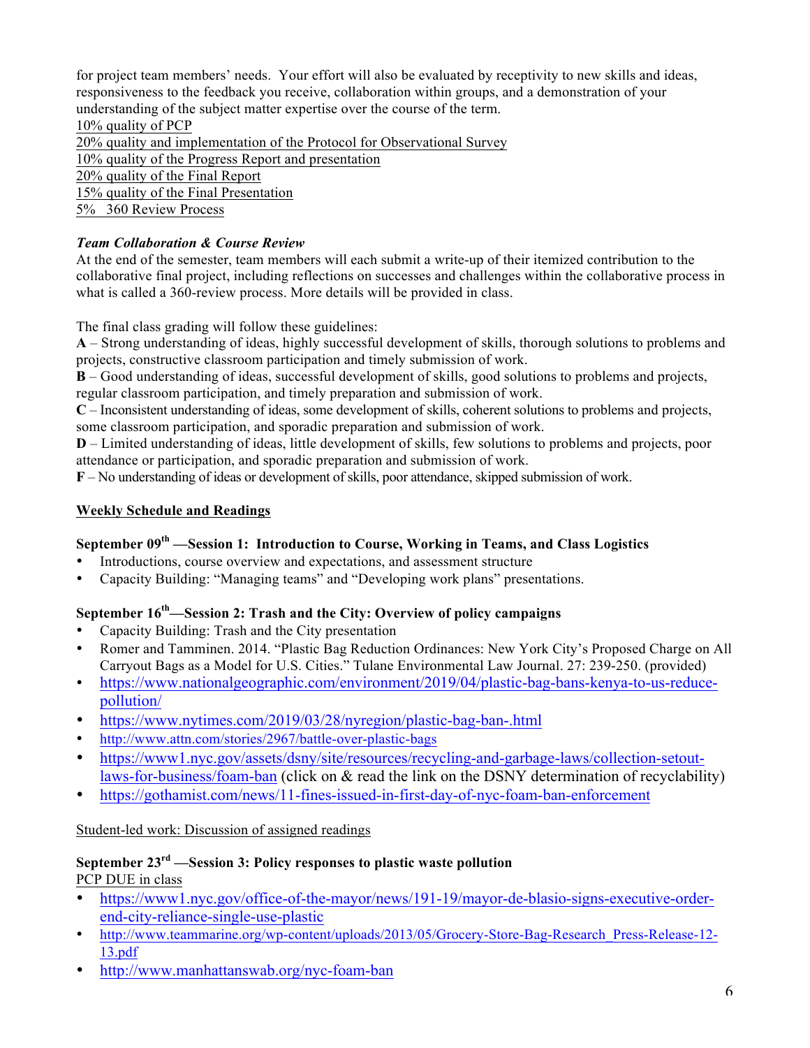for project team members' needs. Your effort will also be evaluated by receptivity to new skills and ideas, responsiveness to the feedback you receive, collaboration within groups, and a demonstration of your understanding of the subject matter expertise over the course of the term.

10% quality of PCP
20% quality and implementation of the Protocol for Observational Survey
10% quality of the Progress Report and presentation
20% quality of the Final Report
15% quality of the Final Presentation
5% 360 Review Process

***Team Collaboration & Course Review***

At the end of the semester, team members will each submit a write-up of their itemized contribution to the collaborative final project, including reflections on successes and challenges within the collaborative process in what is called a 360-review process. More details will be provided in class.

The final class grading will follow these guidelines:

**A** – Strong understanding of ideas, highly successful development of skills, thorough solutions to problems and projects, constructive classroom participation and timely submission of work.
**B** – Good understanding of ideas, successful development of skills, good solutions to problems and projects, regular classroom participation, and timely preparation and submission of work.
**C** – Inconsistent understanding of ideas, some development of skills, coherent solutions to problems and projects, some classroom participation, and sporadic preparation and submission of work.
**D** – Limited understanding of ideas, little development of skills, few solutions to problems and projects, poor attendance or participation, and sporadic preparation and submission of work.
**F** – No understanding of ideas or development of skills, poor attendance, skipped submission of work.

## Weekly Schedule and Readings

### September 09th —Session 1: Introduction to Course, Working in Teams, and Class Logistics

- Introductions, course overview and expectations, and assessment structure
- Capacity Building: "Managing teams" and "Developing work plans" presentations.

### September 16th—Session 2: Trash and the City: Overview of policy campaigns

- Capacity Building: Trash and the City presentation
- Romer and Tamminen. 2014. "Plastic Bag Reduction Ordinances: New York City's Proposed Charge on All Carryout Bags as a Model for U.S. Cities." Tulane Environmental Law Journal. 27: 239-250. (provided)
- https://www.nationalgeographic.com/environment/2019/04/plastic-bag-bans-kenya-to-us-reduce-pollution/
- https://www.nytimes.com/2019/03/28/nyregion/plastic-bag-ban-.html
- http://www.attn.com/stories/2967/battle-over-plastic-bags
- https://www1.nyc.gov/assets/dsny/site/resources/recycling-and-garbage-laws/collection-setout-laws-for-business/foam-ban (click on & read the link on the DSNY determination of recyclability)
- https://gothamist.com/news/11-fines-issued-in-first-day-of-nyc-foam-ban-enforcement

Student-led work: Discussion of assigned readings

### September 23rd —Session 3: Policy responses to plastic waste pollution

PCP DUE in class

- https://www1.nyc.gov/office-of-the-mayor/news/191-19/mayor-de-blasio-signs-executive-order-end-city-reliance-single-use-plastic
- http://www.teammarine.org/wp-content/uploads/2013/05/Grocery-Store-Bag-Research_Press-Release-12-13.pdf
- http://www.manhattanswab.org/nyc-foam-ban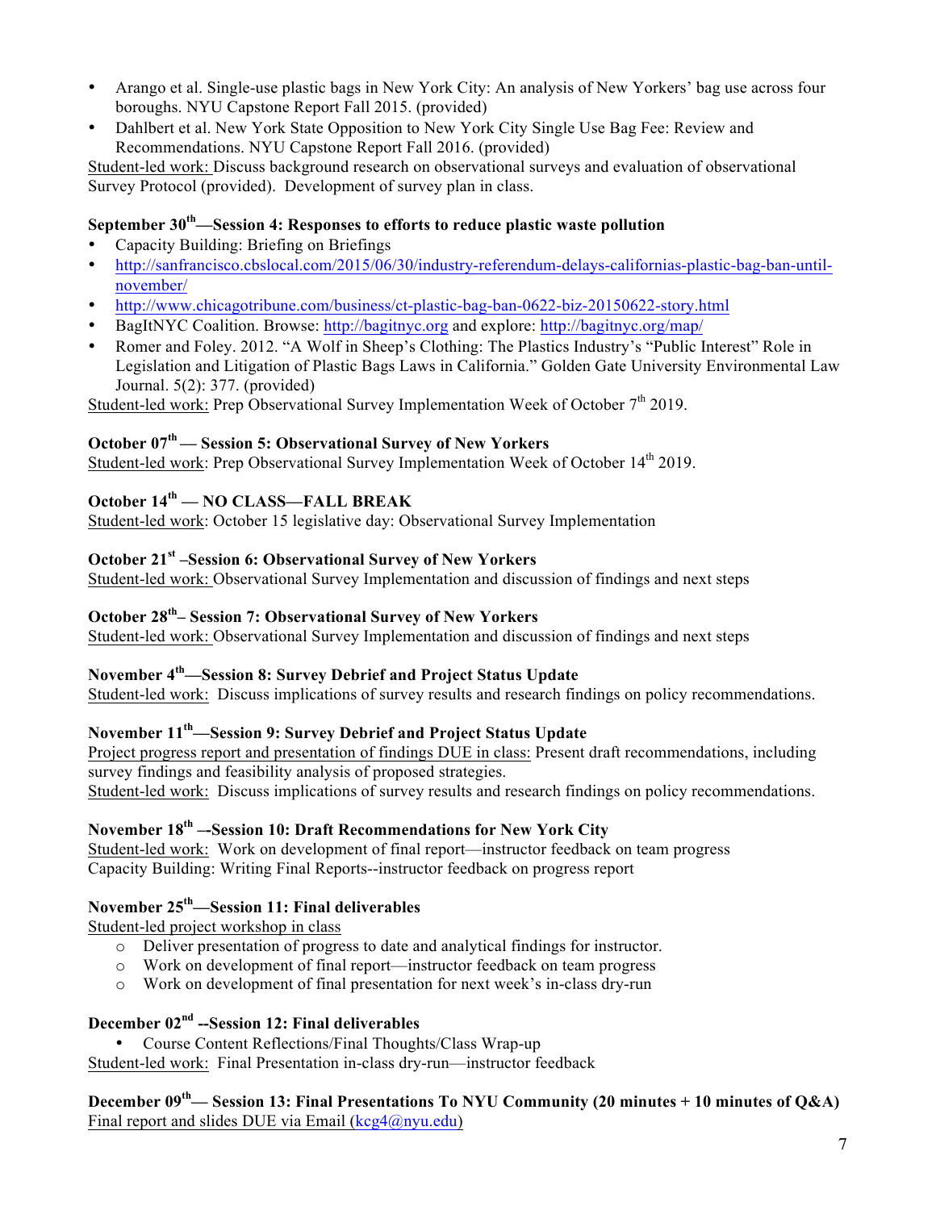- Arango et al. Single-use plastic bags in New York City: An analysis of New Yorkers' bag use across four boroughs. NYU Capstone Report Fall 2015. (provided)
- Dahlbert et al. New York State Opposition to New York City Single Use Bag Fee: Review and Recommendations. NYU Capstone Report Fall 2016. (provided)

Student-led work: Discuss background research on observational surveys and evaluation of observational Survey Protocol (provided). Development of survey plan in class.

**September 30th—Session 4: Responses to efforts to reduce plastic waste pollution**

- Capacity Building: Briefing on Briefings
- http://sanfrancisco.cbslocal.com/2015/06/30/industry-referendum-delays-californias-plastic-bag-ban-until-november/
- http://www.chicagotribune.com/business/ct-plastic-bag-ban-0622-biz-20150622-story.html
- BagItNYC Coalition. Browse: http://bagitnyc.org and explore: http://bagitnyc.org/map/
- Romer and Foley. 2012. "A Wolf in Sheep's Clothing: The Plastics Industry's "Public Interest" Role in Legislation and Litigation of Plastic Bags Laws in California." Golden Gate University Environmental Law Journal. 5(2): 377. (provided)

Student-led work: Prep Observational Survey Implementation Week of October 7th 2019.

**October 07th — Session 5: Observational Survey of New Yorkers**

Student-led work: Prep Observational Survey Implementation Week of October 14th 2019.

**October 14th — NO CLASS—FALL BREAK**

Student-led work: October 15 legislative day: Observational Survey Implementation

**October 21st –Session 6: Observational Survey of New Yorkers**

Student-led work: Observational Survey Implementation and discussion of findings and next steps

**October 28th– Session 7: Observational Survey of New Yorkers**

Student-led work: Observational Survey Implementation and discussion of findings and next steps

**November 4th—Session 8: Survey Debrief and Project Status Update**

Student-led work: Discuss implications of survey results and research findings on policy recommendations.

**November 11th—Session 9: Survey Debrief and Project Status Update**

Project progress report and presentation of findings DUE in class: Present draft recommendations, including survey findings and feasibility analysis of proposed strategies.

Student-led work: Discuss implications of survey results and research findings on policy recommendations.

**November 18th --Session 10: Draft Recommendations for New York City**

Student-led work: Work on development of final report—instructor feedback on team progress

Capacity Building: Writing Final Reports--instructor feedback on progress report

**November 25th—Session 11: Final deliverables**

Student-led project workshop in class

- Deliver presentation of progress to date and analytical findings for instructor.
- Work on development of final report—instructor feedback on team progress
- Work on development of final presentation for next week's in-class dry-run

**December 02nd --Session 12: Final deliverables**

- Course Content Reflections/Final Thoughts/Class Wrap-up

Student-led work: Final Presentation in-class dry-run—instructor feedback

**December 09th— Session 13: Final Presentations To NYU Community (20 minutes + 10 minutes of Q&A)**

Final report and slides DUE via Email (kcg4@nyu.edu)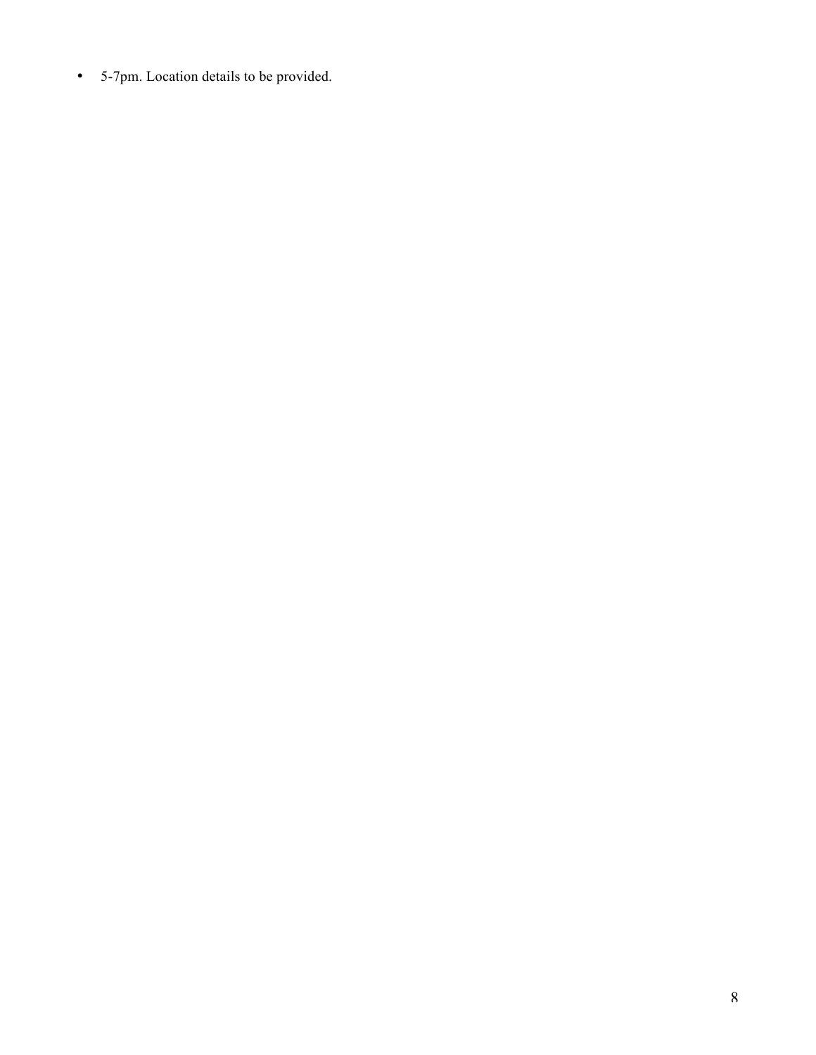- 5-7pm. Location details to be provided.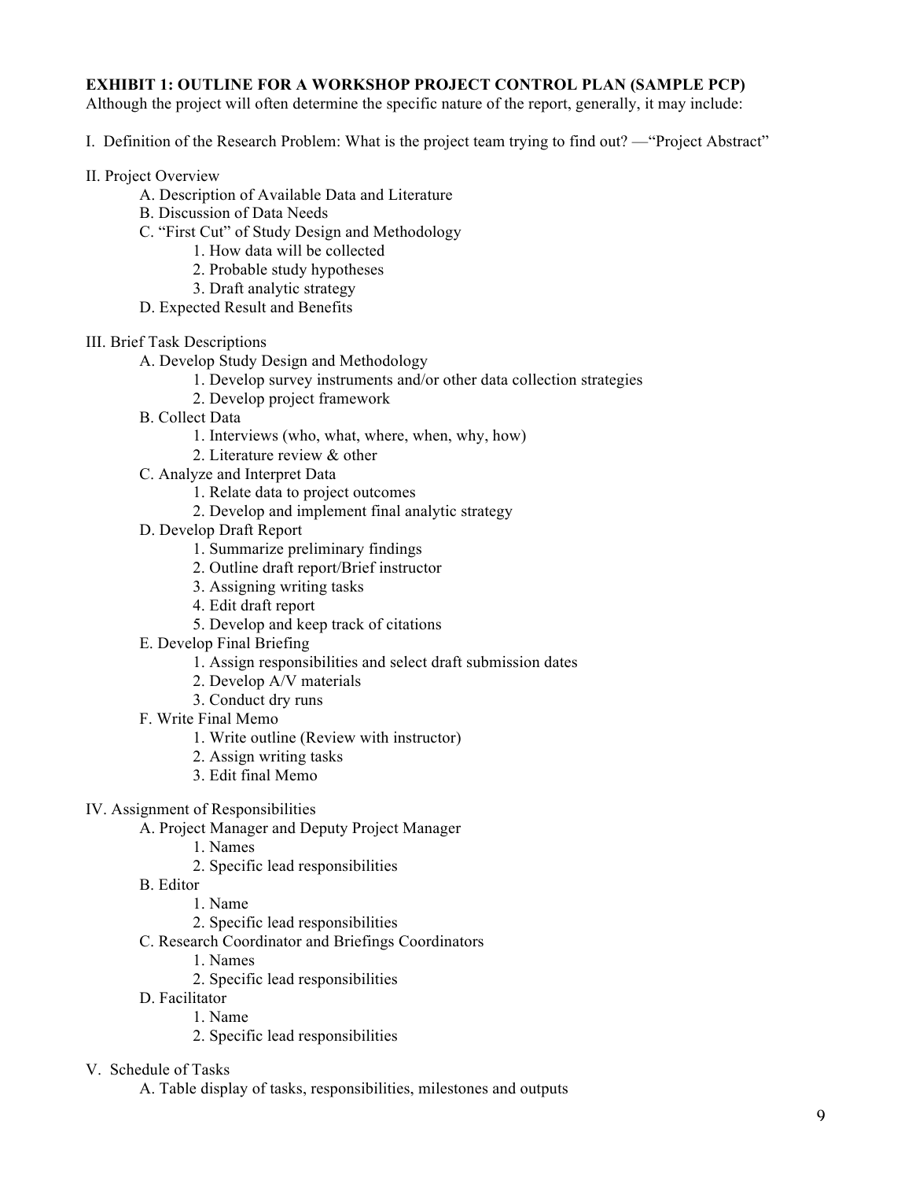**EXHIBIT 1: OUTLINE FOR A WORKSHOP PROJECT CONTROL PLAN (SAMPLE PCP)**

Although the project will often determine the specific nature of the report, generally, it may include:

I. Definition of the Research Problem: What is the project team trying to find out? —"Project Abstract"

II. Project Overview
- A. Description of Available Data and Literature
- B. Discussion of Data Needs
- C. "First Cut" of Study Design and Methodology
  - 1. How data will be collected
  - 2. Probable study hypotheses
  - 3. Draft analytic strategy
- D. Expected Result and Benefits

III. Brief Task Descriptions
- A. Develop Study Design and Methodology
  - 1. Develop survey instruments and/or other data collection strategies
  - 2. Develop project framework
- B. Collect Data
  - 1. Interviews (who, what, where, when, why, how)
  - 2. Literature review & other
- C. Analyze and Interpret Data
  - 1. Relate data to project outcomes
  - 2. Develop and implement final analytic strategy
- D. Develop Draft Report
  - 1. Summarize preliminary findings
  - 2. Outline draft report/Brief instructor
  - 3. Assigning writing tasks
  - 4. Edit draft report
  - 5. Develop and keep track of citations
- E. Develop Final Briefing
  - 1. Assign responsibilities and select draft submission dates
  - 2. Develop A/V materials
  - 3. Conduct dry runs
- F. Write Final Memo
  - 1. Write outline (Review with instructor)
  - 2. Assign writing tasks
  - 3. Edit final Memo

IV. Assignment of Responsibilities
- A. Project Manager and Deputy Project Manager
  - 1. Names
  - 2. Specific lead responsibilities
- B. Editor
  - 1. Name
  - 2. Specific lead responsibilities
- C. Research Coordinator and Briefings Coordinators
  - 1. Names
  - 2. Specific lead responsibilities
- D. Facilitator
  - 1. Name
  - 2. Specific lead responsibilities

V. Schedule of Tasks
- A. Table display of tasks, responsibilities, milestones and outputs